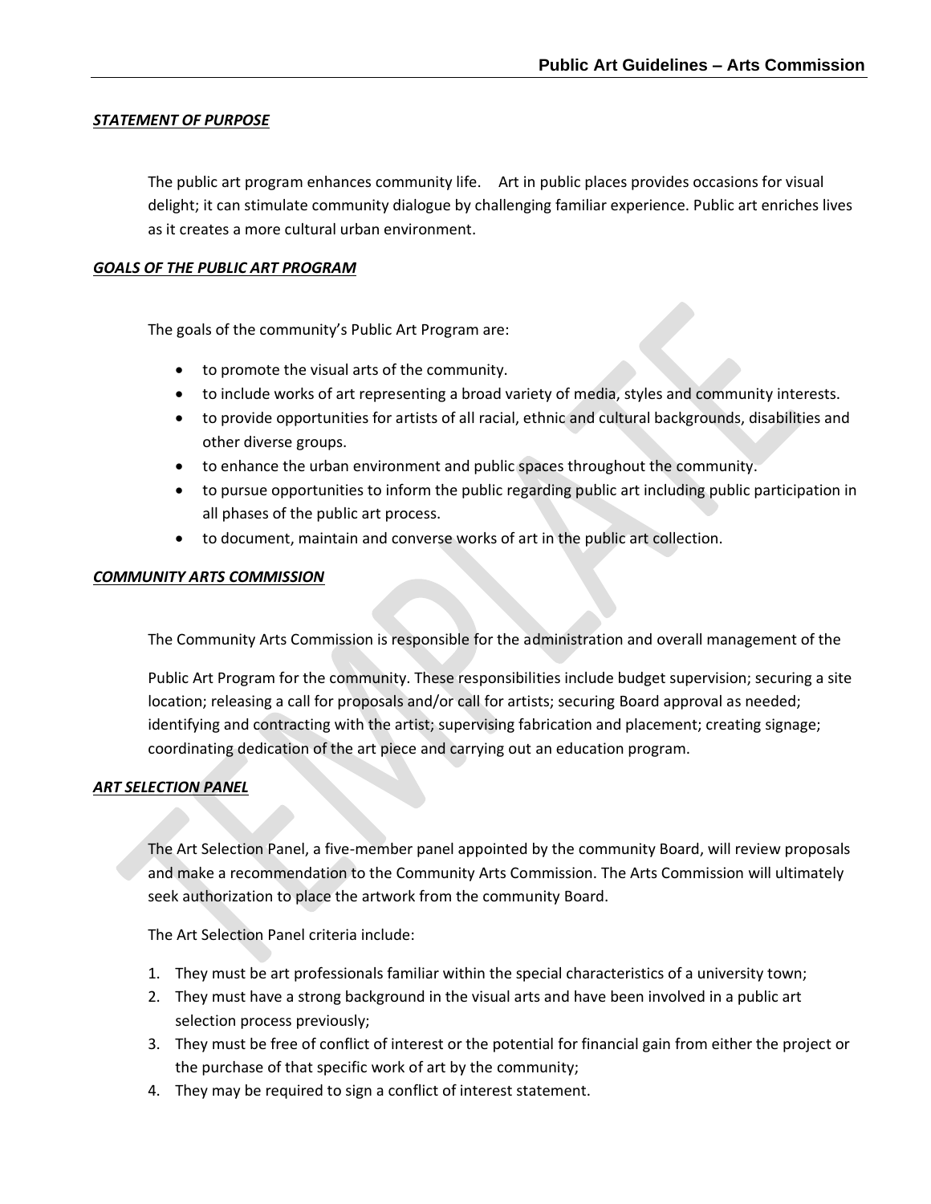***STATEMENT OF PURPOSE***

The public art program enhances community life. Art in public places provides occasions for visual delight; it can stimulate community dialogue by challenging familiar experience. Public art enriches lives as it creates a more cultural urban environment.

***GOALS OF THE PUBLIC ART PROGRAM***

The goals of the community's Public Art Program are:

- to promote the visual arts of the community.
- to include works of art representing a broad variety of media, styles and community interests.
- to provide opportunities for artists of all racial, ethnic and cultural backgrounds, disabilities and other diverse groups.
- to enhance the urban environment and public spaces throughout the community.
- to pursue opportunities to inform the public regarding public art including public participation in all phases of the public art process.
- to document, maintain and converse works of art in the public art collection.

***COMMUNITY ARTS COMMISSION***

The Community Arts Commission is responsible for the administration and overall management of the

Public Art Program for the community. These responsibilities include budget supervision; securing a site location; releasing a call for proposals and/or call for artists; securing Board approval as needed; identifying and contracting with the artist; supervising fabrication and placement; creating signage; coordinating dedication of the art piece and carrying out an education program.

***ART SELECTION PANEL***

The Art Selection Panel, a five-member panel appointed by the community Board, will review proposals and make a recommendation to the Community Arts Commission. The Arts Commission will ultimately seek authorization to place the artwork from the community Board.

The Art Selection Panel criteria include:

1. They must be art professionals familiar within the special characteristics of a university town;
2. They must have a strong background in the visual arts and have been involved in a public art selection process previously;
3. They must be free of conflict of interest or the potential for financial gain from either the project or the purchase of that specific work of art by the community;
4. They may be required to sign a conflict of interest statement.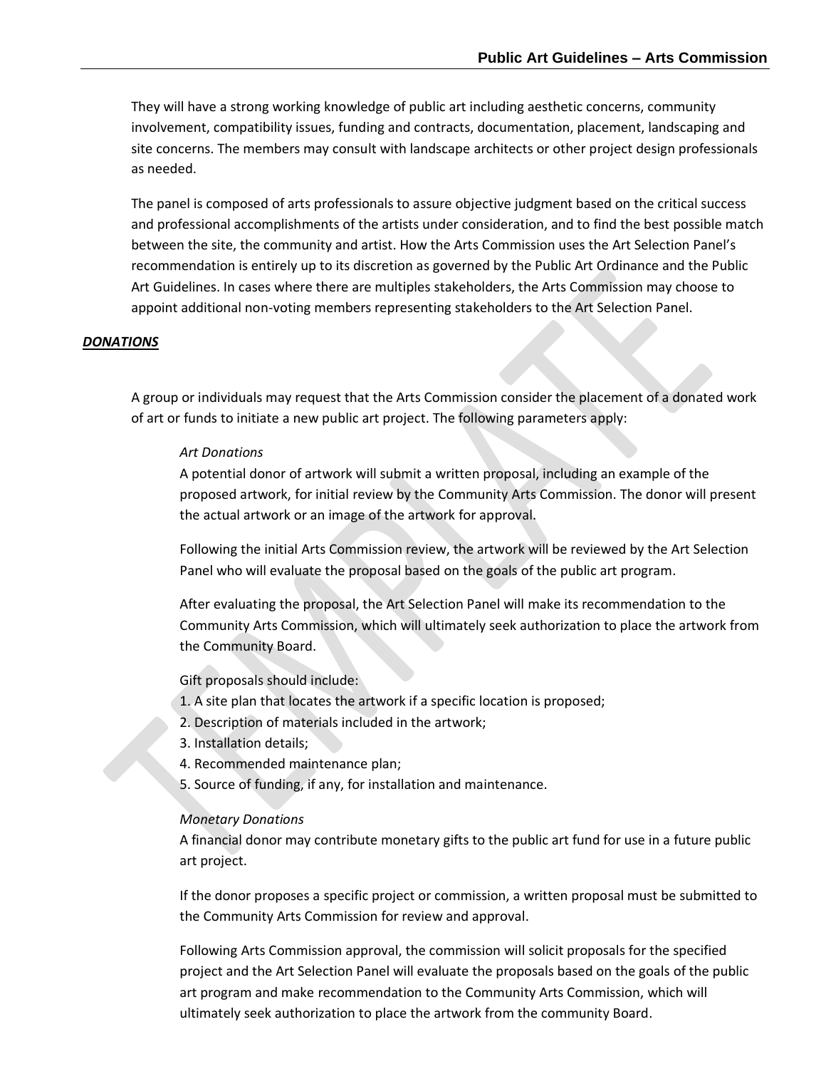They will have a strong working knowledge of public art including aesthetic concerns, community involvement, compatibility issues, funding and contracts, documentation, placement, landscaping and site concerns. The members may consult with landscape architects or other project design professionals as needed.

The panel is composed of arts professionals to assure objective judgment based on the critical success and professional accomplishments of the artists under consideration, and to find the best possible match between the site, the community and artist. How the Arts Commission uses the Art Selection Panel's recommendation is entirely up to its discretion as governed by the Public Art Ordinance and the Public Art Guidelines. In cases where there are multiples stakeholders, the Arts Commission may choose to appoint additional non-voting members representing stakeholders to the Art Selection Panel.

## ***DONATIONS***

A group or individuals may request that the Arts Commission consider the placement of a donated work of art or funds to initiate a new public art project. The following parameters apply:

*Art Donations*

A potential donor of artwork will submit a written proposal, including an example of the proposed artwork, for initial review by the Community Arts Commission. The donor will present the actual artwork or an image of the artwork for approval.

Following the initial Arts Commission review, the artwork will be reviewed by the Art Selection Panel who will evaluate the proposal based on the goals of the public art program.

After evaluating the proposal, the Art Selection Panel will make its recommendation to the Community Arts Commission, which will ultimately seek authorization to place the artwork from the Community Board.

Gift proposals should include:

1. A site plan that locates the artwork if a specific location is proposed;
2. Description of materials included in the artwork;
3. Installation details;
4. Recommended maintenance plan;
5. Source of funding, if any, for installation and maintenance.

*Monetary Donations*

A financial donor may contribute monetary gifts to the public art fund for use in a future public art project.

If the donor proposes a specific project or commission, a written proposal must be submitted to the Community Arts Commission for review and approval.

Following Arts Commission approval, the commission will solicit proposals for the specified project and the Art Selection Panel will evaluate the proposals based on the goals of the public art program and make recommendation to the Community Arts Commission, which will ultimately seek authorization to place the artwork from the community Board.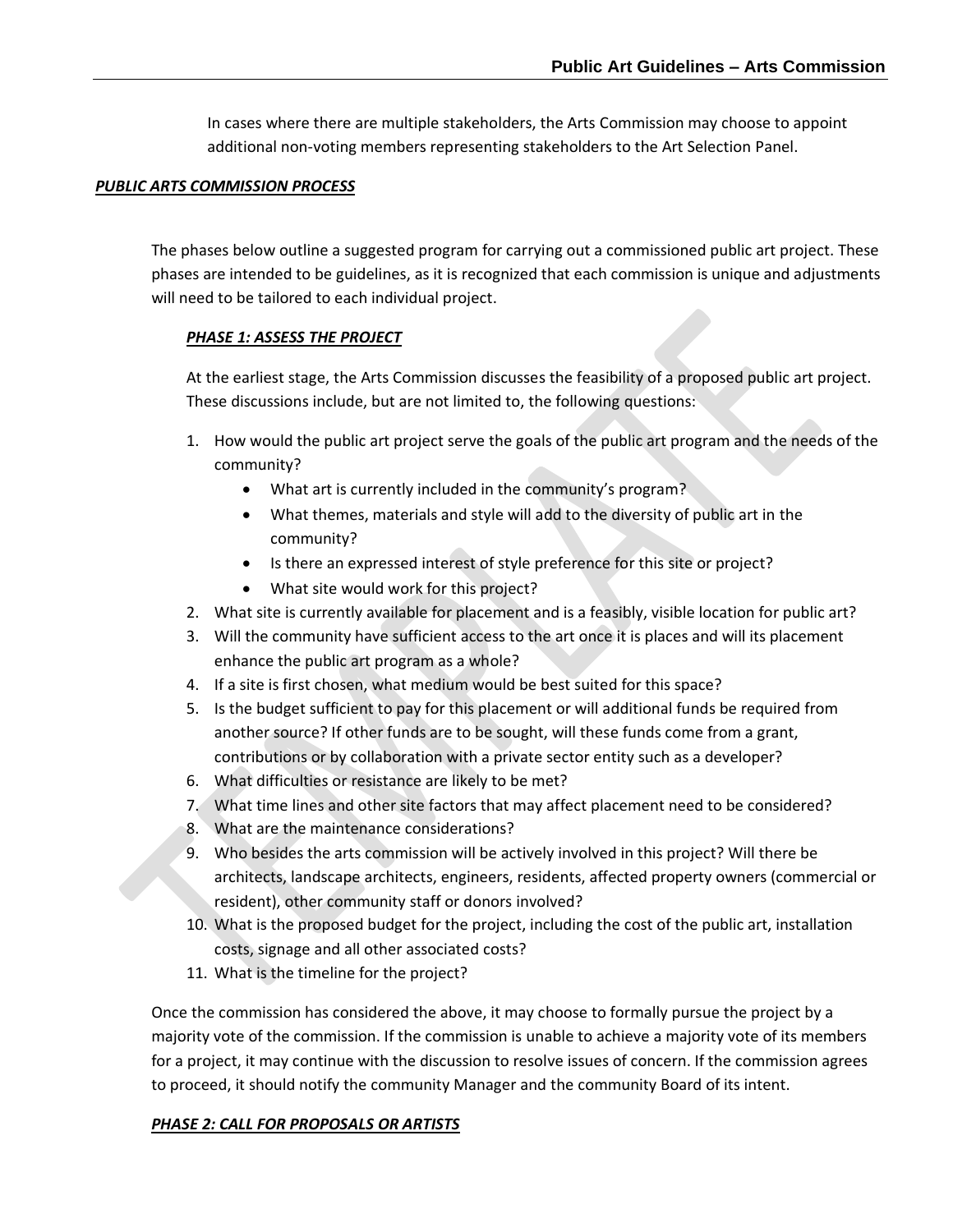In cases where there are multiple stakeholders, the Arts Commission may choose to appoint additional non-voting members representing stakeholders to the Art Selection Panel.

***PUBLIC ARTS COMMISSION PROCESS***

The phases below outline a suggested program for carrying out a commissioned public art project. These phases are intended to be guidelines, as it is recognized that each commission is unique and adjustments will need to be tailored to each individual project.

***PHASE 1: ASSESS THE PROJECT***

At the earliest stage, the Arts Commission discusses the feasibility of a proposed public art project. These discussions include, but are not limited to, the following questions:

1. How would the public art project serve the goals of the public art program and the needs of the community?
   - What art is currently included in the community's program?
   - What themes, materials and style will add to the diversity of public art in the community?
   - Is there an expressed interest of style preference for this site or project?
   - What site would work for this project?
2. What site is currently available for placement and is a feasibly, visible location for public art?
3. Will the community have sufficient access to the art once it is places and will its placement enhance the public art program as a whole?
4. If a site is first chosen, what medium would be best suited for this space?
5. Is the budget sufficient to pay for this placement or will additional funds be required from another source? If other funds are to be sought, will these funds come from a grant, contributions or by collaboration with a private sector entity such as a developer?
6. What difficulties or resistance are likely to be met?
7. What time lines and other site factors that may affect placement need to be considered?
8. What are the maintenance considerations?
9. Who besides the arts commission will be actively involved in this project? Will there be architects, landscape architects, engineers, residents, affected property owners (commercial or resident), other community staff or donors involved?
10. What is the proposed budget for the project, including the cost of the public art, installation costs, signage and all other associated costs?
11. What is the timeline for the project?

Once the commission has considered the above, it may choose to formally pursue the project by a majority vote of the commission. If the commission is unable to achieve a majority vote of its members for a project, it may continue with the discussion to resolve issues of concern. If the commission agrees to proceed, it should notify the community Manager and the community Board of its intent.

***PHASE 2: CALL FOR PROPOSALS OR ARTISTS***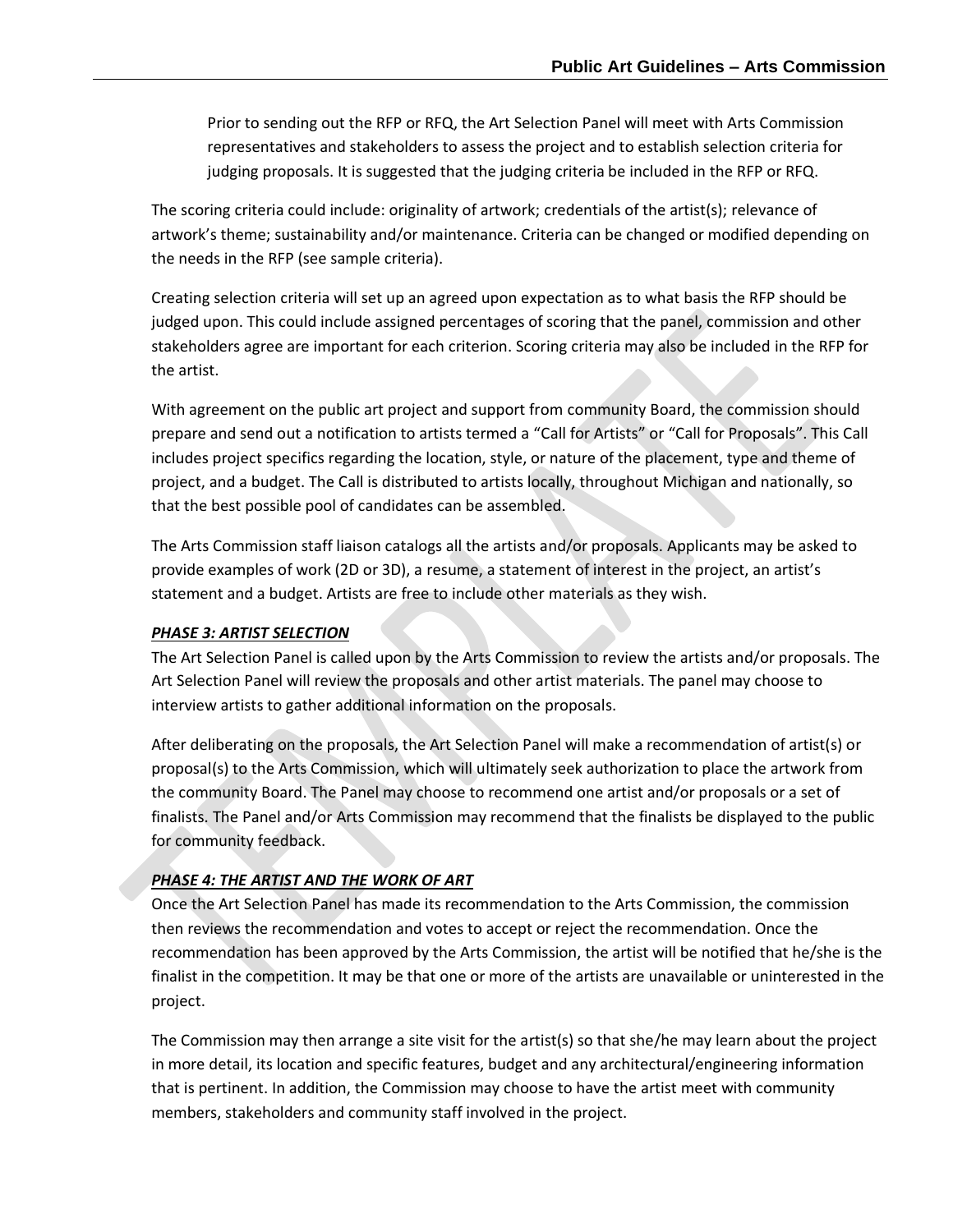Prior to sending out the RFP or RFQ, the Art Selection Panel will meet with Arts Commission representatives and stakeholders to assess the project and to establish selection criteria for judging proposals. It is suggested that the judging criteria be included in the RFP or RFQ.

The scoring criteria could include: originality of artwork; credentials of the artist(s); relevance of artwork's theme; sustainability and/or maintenance. Criteria can be changed or modified depending on the needs in the RFP (see sample criteria).

Creating selection criteria will set up an agreed upon expectation as to what basis the RFP should be judged upon. This could include assigned percentages of scoring that the panel, commission and other stakeholders agree are important for each criterion. Scoring criteria may also be included in the RFP for the artist.

With agreement on the public art project and support from community Board, the commission should prepare and send out a notification to artists termed a "Call for Artists" or "Call for Proposals". This Call includes project specifics regarding the location, style, or nature of the placement, type and theme of project, and a budget. The Call is distributed to artists locally, throughout Michigan and nationally, so that the best possible pool of candidates can be assembled.

The Arts Commission staff liaison catalogs all the artists and/or proposals. Applicants may be asked to provide examples of work (2D or 3D), a resume, a statement of interest in the project, an artist's statement and a budget. Artists are free to include other materials as they wish.

***PHASE 3: ARTIST SELECTION***

The Art Selection Panel is called upon by the Arts Commission to review the artists and/or proposals. The Art Selection Panel will review the proposals and other artist materials. The panel may choose to interview artists to gather additional information on the proposals.

After deliberating on the proposals, the Art Selection Panel will make a recommendation of artist(s) or proposal(s) to the Arts Commission, which will ultimately seek authorization to place the artwork from the community Board. The Panel may choose to recommend one artist and/or proposals or a set of finalists. The Panel and/or Arts Commission may recommend that the finalists be displayed to the public for community feedback.

***PHASE 4: THE ARTIST AND THE WORK OF ART***

Once the Art Selection Panel has made its recommendation to the Arts Commission, the commission then reviews the recommendation and votes to accept or reject the recommendation. Once the recommendation has been approved by the Arts Commission, the artist will be notified that he/she is the finalist in the competition. It may be that one or more of the artists are unavailable or uninterested in the project.

The Commission may then arrange a site visit for the artist(s) so that she/he may learn about the project in more detail, its location and specific features, budget and any architectural/engineering information that is pertinent. In addition, the Commission may choose to have the artist meet with community members, stakeholders and community staff involved in the project.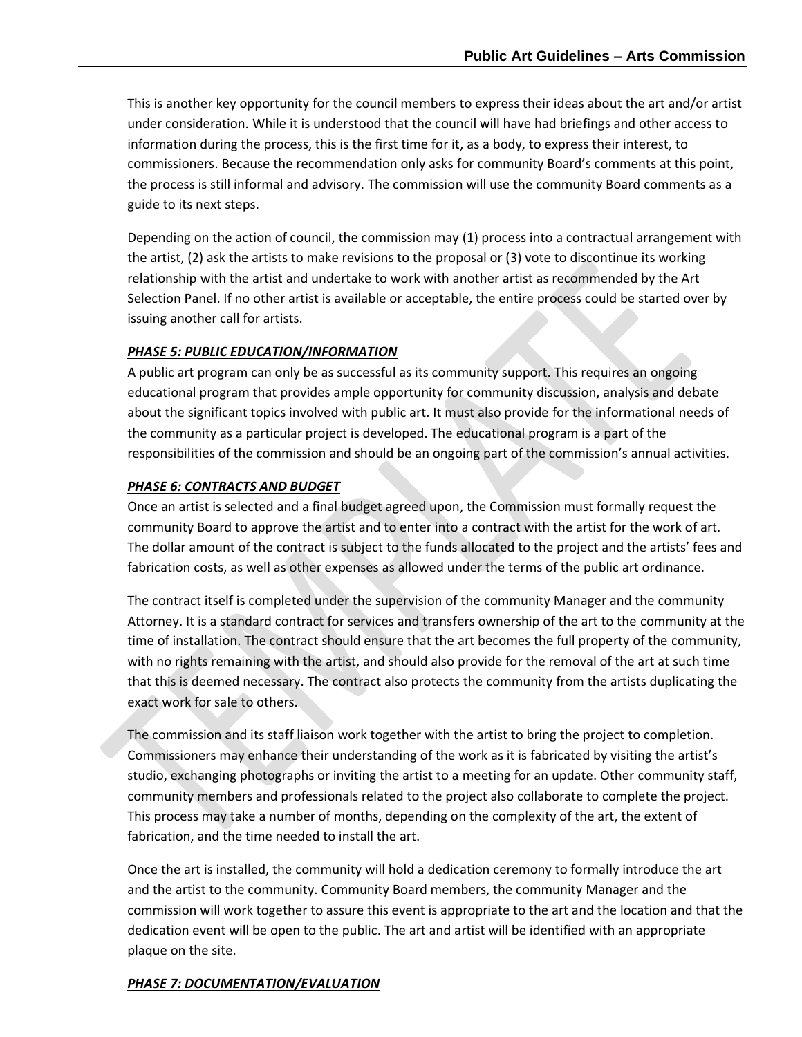This is another key opportunity for the council members to express their ideas about the art and/or artist under consideration. While it is understood that the council will have had briefings and other access to information during the process, this is the first time for it, as a body, to express their interest, to commissioners. Because the recommendation only asks for community Board's comments at this point, the process is still informal and advisory. The commission will use the community Board comments as a guide to its next steps.

Depending on the action of council, the commission may (1) process into a contractual arrangement with the artist, (2) ask the artists to make revisions to the proposal or (3) vote to discontinue its working relationship with the artist and undertake to work with another artist as recommended by the Art Selection Panel. If no other artist is available or acceptable, the entire process could be started over by issuing another call for artists.

***PHASE 5: PUBLIC EDUCATION/INFORMATION***

A public art program can only be as successful as its community support. This requires an ongoing educational program that provides ample opportunity for community discussion, analysis and debate about the significant topics involved with public art. It must also provide for the informational needs of the community as a particular project is developed. The educational program is a part of the responsibilities of the commission and should be an ongoing part of the commission's annual activities.

***PHASE 6: CONTRACTS AND BUDGET***

Once an artist is selected and a final budget agreed upon, the Commission must formally request the community Board to approve the artist and to enter into a contract with the artist for the work of art. The dollar amount of the contract is subject to the funds allocated to the project and the artists' fees and fabrication costs, as well as other expenses as allowed under the terms of the public art ordinance.

The contract itself is completed under the supervision of the community Manager and the community Attorney. It is a standard contract for services and transfers ownership of the art to the community at the time of installation. The contract should ensure that the art becomes the full property of the community, with no rights remaining with the artist, and should also provide for the removal of the art at such time that this is deemed necessary. The contract also protects the community from the artists duplicating the exact work for sale to others.

The commission and its staff liaison work together with the artist to bring the project to completion. Commissioners may enhance their understanding of the work as it is fabricated by visiting the artist's studio, exchanging photographs or inviting the artist to a meeting for an update. Other community staff, community members and professionals related to the project also collaborate to complete the project. This process may take a number of months, depending on the complexity of the art, the extent of fabrication, and the time needed to install the art.

Once the art is installed, the community will hold a dedication ceremony to formally introduce the art and the artist to the community. Community Board members, the community Manager and the commission will work together to assure this event is appropriate to the art and the location and that the dedication event will be open to the public. The art and artist will be identified with an appropriate plaque on the site.

***PHASE 7: DOCUMENTATION/EVALUATION***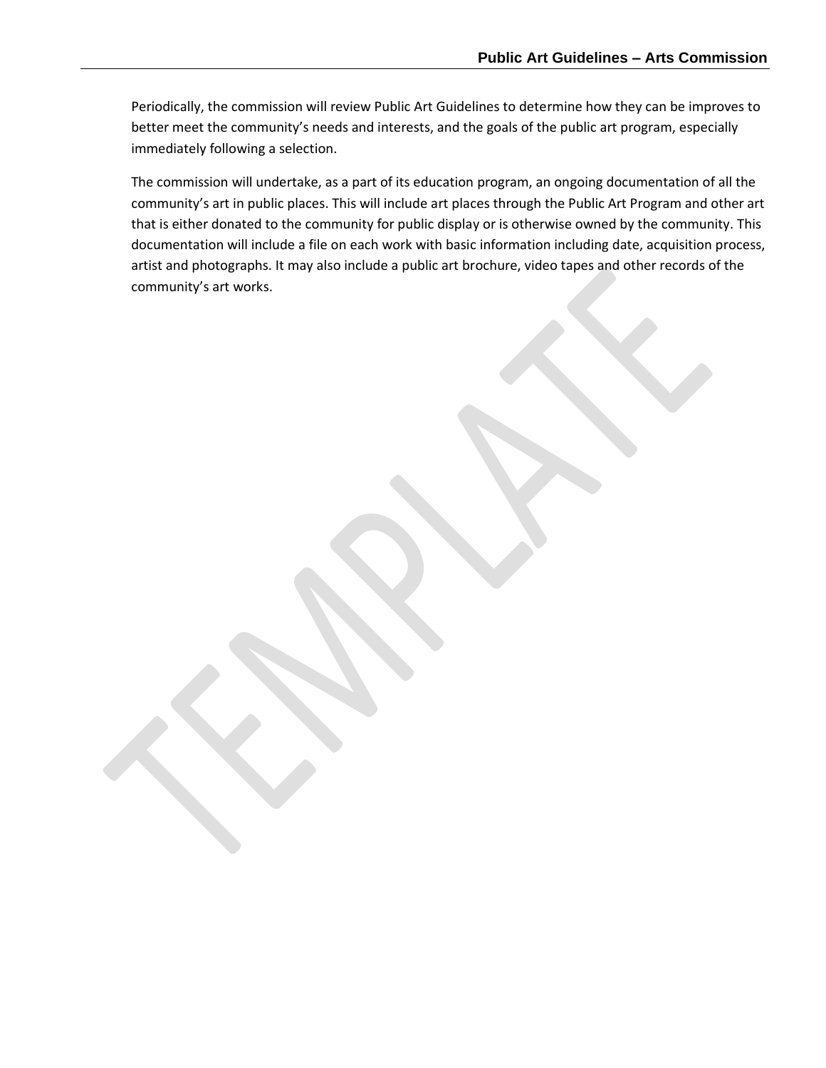Periodically, the commission will review Public Art Guidelines to determine how they can be improves to better meet the community's needs and interests, and the goals of the public art program, especially immediately following a selection.

The commission will undertake, as a part of its education program, an ongoing documentation of all the community's art in public places. This will include art places through the Public Art Program and other art that is either donated to the community for public display or is otherwise owned by the community. This documentation will include a file on each work with basic information including date, acquisition process, artist and photographs. It may also include a public art brochure, video tapes and other records of the community's art works.